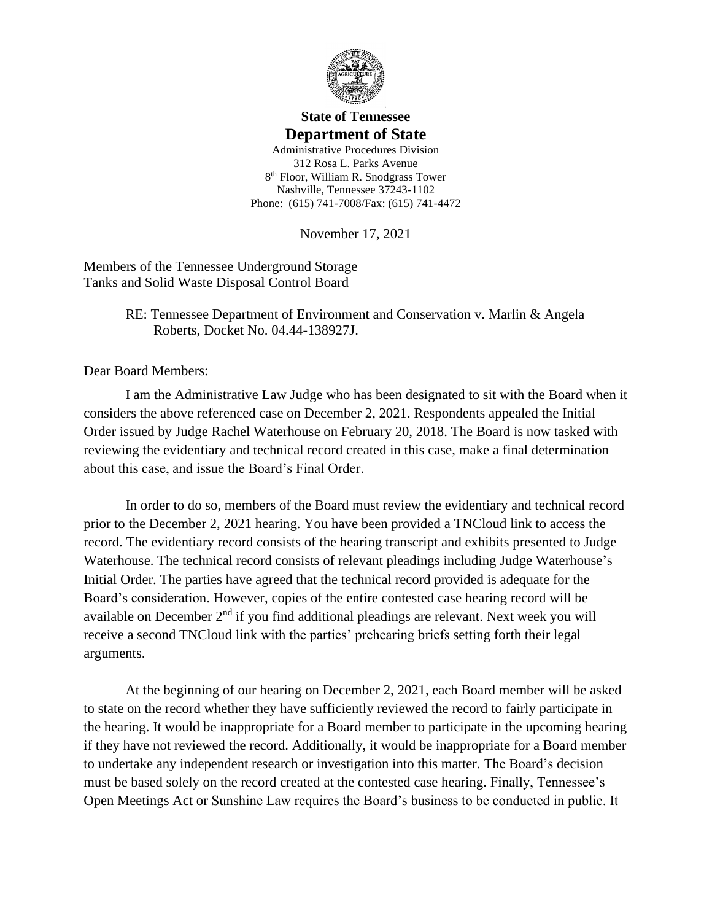**State of Tennessee**
# Department of State

Administrative Procedures Division
312 Rosa L. Parks Avenue
8th Floor, William R. Snodgrass Tower
Nashville, Tennessee 37243-1102
Phone: (615) 741-7008/Fax: (615) 741-4472

November 17, 2021

Members of the Tennessee Underground Storage
Tanks and Solid Waste Disposal Control Board

RE: Tennessee Department of Environment and Conservation v. Marlin & Angela Roberts, Docket No. 04.44-138927J.

Dear Board Members:

I am the Administrative Law Judge who has been designated to sit with the Board when it considers the above referenced case on December 2, 2021. Respondents appealed the Initial Order issued by Judge Rachel Waterhouse on February 20, 2018. The Board is now tasked with reviewing the evidentiary and technical record created in this case, make a final determination about this case, and issue the Board's Final Order.

In order to do so, members of the Board must review the evidentiary and technical record prior to the December 2, 2021 hearing. You have been provided a TNCloud link to access the record. The evidentiary record consists of the hearing transcript and exhibits presented to Judge Waterhouse. The technical record consists of relevant pleadings including Judge Waterhouse's Initial Order. The parties have agreed that the technical record provided is adequate for the Board's consideration. However, copies of the entire contested case hearing record will be available on December 2nd if you find additional pleadings are relevant. Next week you will receive a second TNCloud link with the parties' prehearing briefs setting forth their legal arguments.

At the beginning of our hearing on December 2, 2021, each Board member will be asked to state on the record whether they have sufficiently reviewed the record to fairly participate in the hearing. It would be inappropriate for a Board member to participate in the upcoming hearing if they have not reviewed the record. Additionally, it would be inappropriate for a Board member to undertake any independent research or investigation into this matter. The Board's decision must be based solely on the record created at the contested case hearing. Finally, Tennessee's Open Meetings Act or Sunshine Law requires the Board's business to be conducted in public. It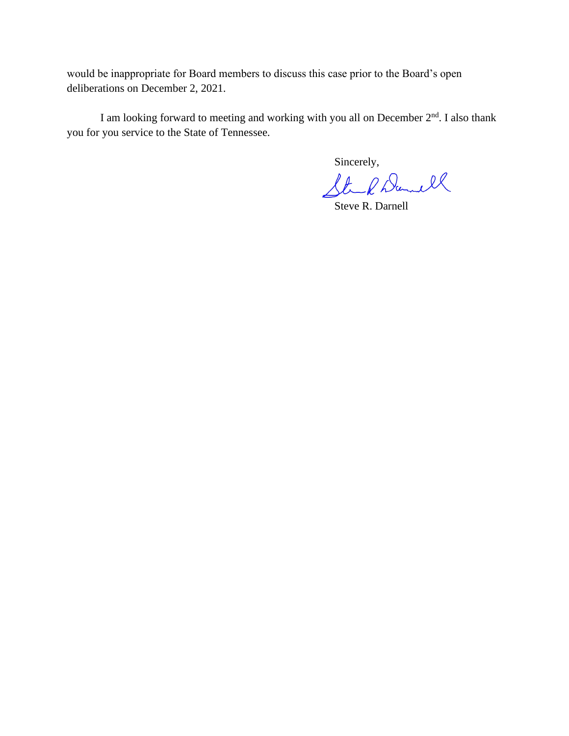would be inappropriate for Board members to discuss this case prior to the Board's open deliberations on December 2, 2021.

I am looking forward to meeting and working with you all on December 2nd. I also thank you for you service to the State of Tennessee.

Sincerely,

Steve R. Darnell